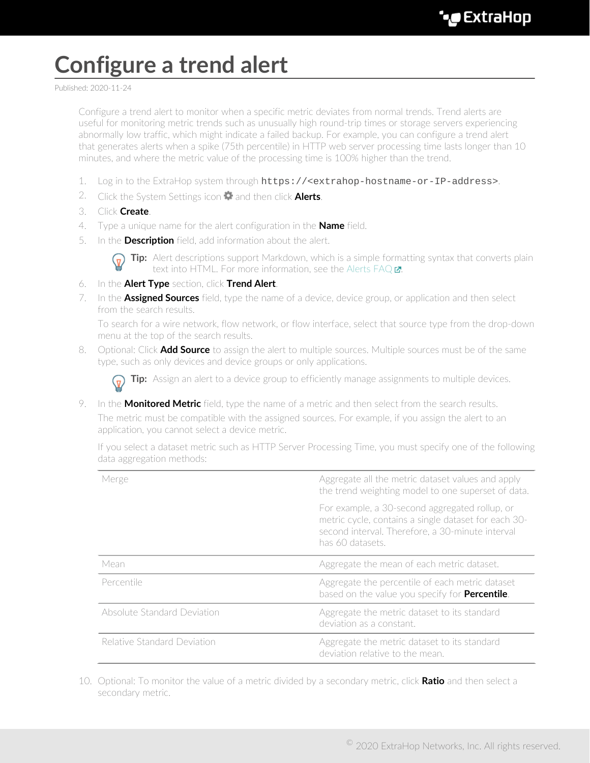# Configure a trend alert

Published: 2020-11-24

Configure a trend alert to monitor when a specific metric deviates from normal trends. Trend alerts are useful for monitoring metric trends such as unusually high round-trip times or storage servers experiencing abnormally low traffic, which might indicate a failed backup. For example, you can configure a trend alert that generates alerts when a spike (75th percentile) in HTTP web server processing time lasts longer than 10 minutes, and where the metric value of the processing time is 100% higher than the trend.

1. Log in to the ExtraHop system through `https://<extrahop-hostname-or-IP-address>`.
2. Click the System Settings icon and then click **Alerts**.
3. Click **Create**.
4. Type a unique name for the alert configuration in the **Name** field.
5. In the **Description** field, add information about the alert.

   **Tip:** Alert descriptions support Markdown, which is a simple formatting syntax that converts plain text into HTML. For more information, see the Alerts FAQ.
6. In the **Alert Type** section, click **Trend Alert**.
7. In the **Assigned Sources** field, type the name of a device, device group, or application and then select from the search results.

   To search for a wire network, flow network, or flow interface, select that source type from the drop-down menu at the top of the search results.
8. Optional: Click **Add Source** to assign the alert to multiple sources. Multiple sources must be of the same type, such as only devices and device groups or only applications.

   **Tip:** Assign an alert to a device group to efficiently manage assignments to multiple devices.
9. In the **Monitored Metric** field, type the name of a metric and then select from the search results.

   The metric must be compatible with the assigned sources. For example, if you assign the alert to an application, you cannot select a device metric.

   If you select a dataset metric such as HTTP Server Processing Time, you must specify one of the following data aggregation methods:

   | | |
   |---|---|
   | Merge | Aggregate all the metric dataset values and apply the trend weighting model to one superset of data.<br><br>For example, a 30-second aggregated rollup, or metric cycle, contains a single dataset for each 30-second interval. Therefore, a 30-minute interval has 60 datasets. |
   | Mean | Aggregate the mean of each metric dataset. |
   | Percentile | Aggregate the percentile of each metric dataset based on the value you specify for **Percentile**. |
   | Absolute Standard Deviation | Aggregate the metric dataset to its standard deviation as a constant. |
   | Relative Standard Deviation | Aggregate the metric dataset to its standard deviation relative to the mean. |

10. Optional: To monitor the value of a metric divided by a secondary metric, click **Ratio** and then select a secondary metric.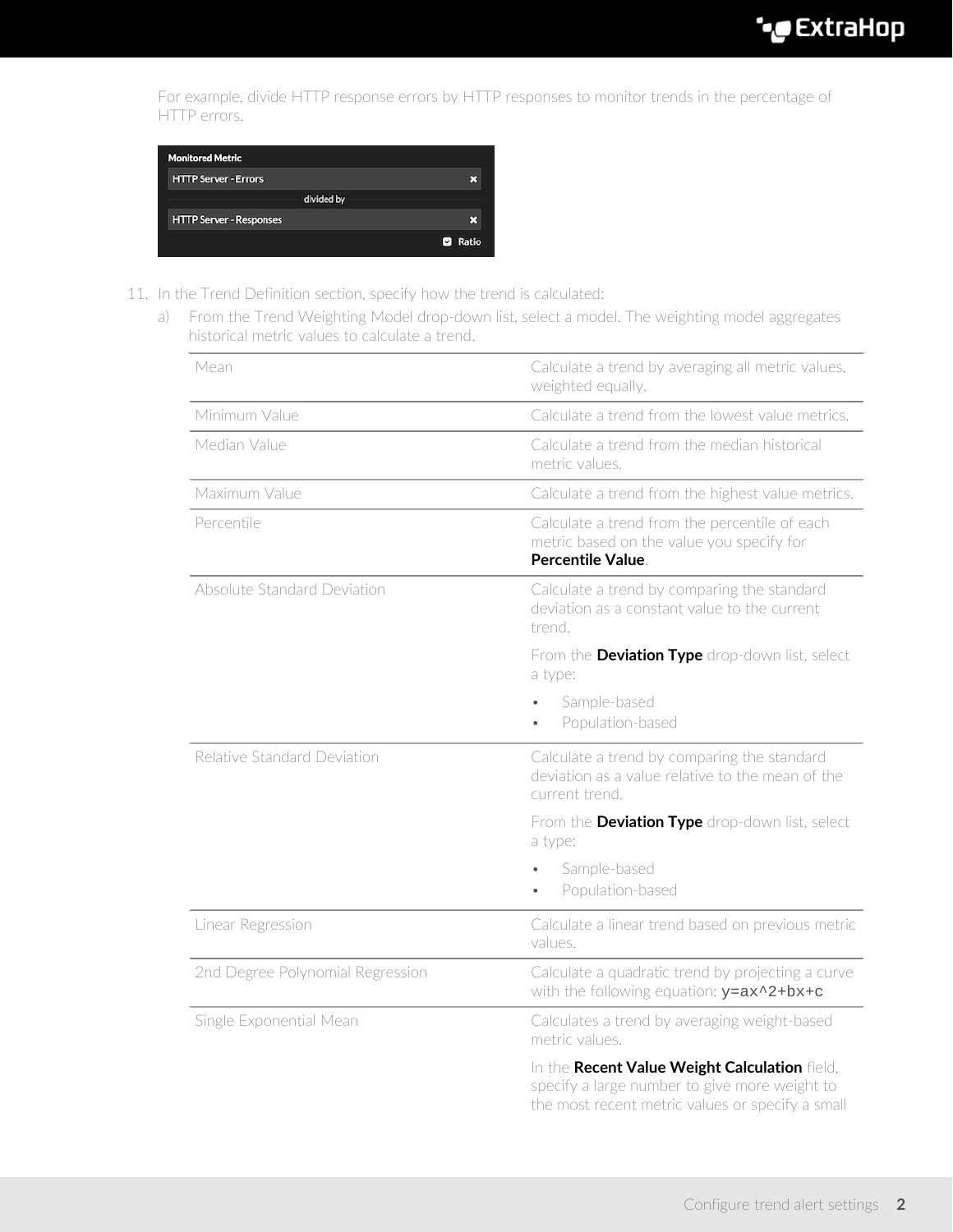For example, divide HTTP response errors by HTTP responses to monitor trends in the percentage of HTTP errors.

11. In the Trend Definition section, specify how the trend is calculated:
    a) From the Trend Weighting Model drop-down list, select a model. The weighting model aggregates historical metric values to calculate a trend.

| Model | Description |
| --- | --- |
| Mean | Calculate a trend by averaging all metric values, weighted equally. |
| Minimum Value | Calculate a trend from the lowest value metrics. |
| Median Value | Calculate a trend from the median historical metric values. |
| Maximum Value | Calculate a trend from the highest value metrics. |
| Percentile | Calculate a trend from the percentile of each metric based on the value you specify for **Percentile Value**. |
| Absolute Standard Deviation | Calculate a trend by comparing the standard deviation as a constant value to the current trend. From the **Deviation Type** drop-down list, select a type: • Sample-based • Population-based |
| Relative Standard Deviation | Calculate a trend by comparing the standard deviation as a value relative to the mean of the current trend. From the **Deviation Type** drop-down list, select a type: • Sample-based • Population-based |
| Linear Regression | Calculate a linear trend based on previous metric values. |
| 2nd Degree Polynomial Regression | Calculate a quadratic trend by projecting a curve with the following equation: `y=ax^2+bx+c` |
| Single Exponential Mean | Calculates a trend by averaging weight-based metric values. In the **Recent Value Weight Calculation** field, specify a large number to give more weight to the most recent metric values or specify a small |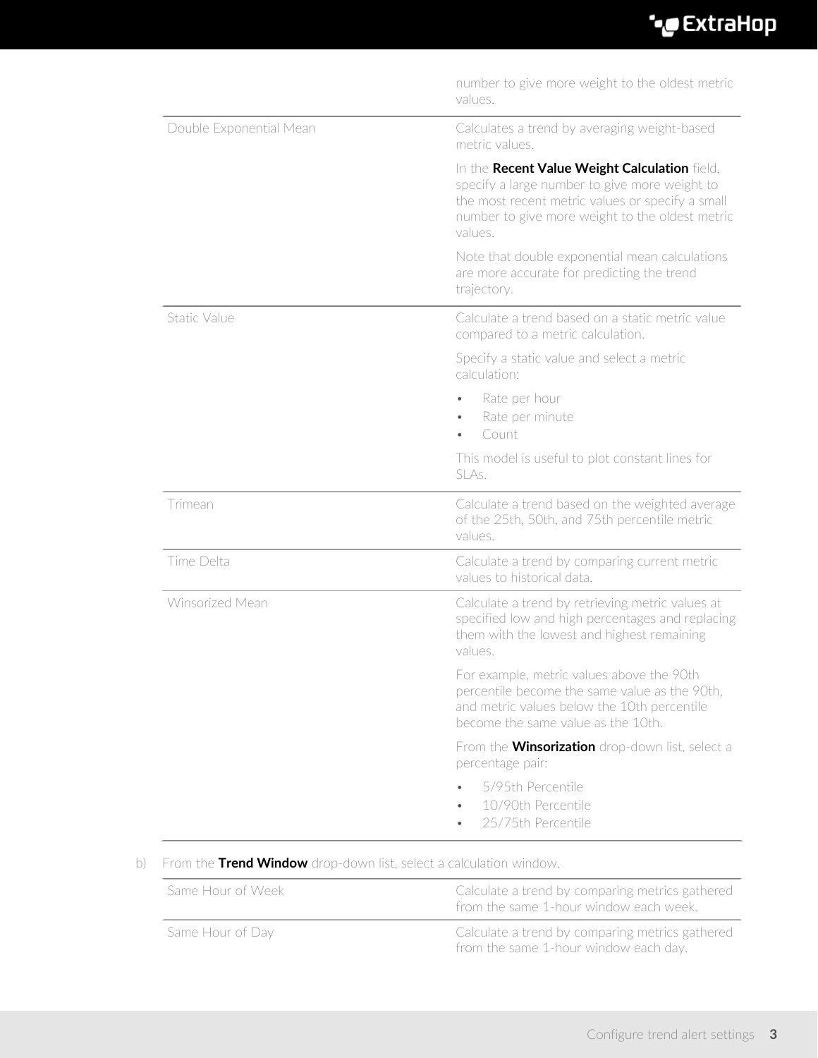| | |
|---|---|
| | number to give more weight to the oldest metric values. |
| Double Exponential Mean | Calculates a trend by averaging weight-based metric values.<br><br>In the **Recent Value Weight Calculation** field, specify a large number to give more weight to the most recent metric values or specify a small number to give more weight to the oldest metric values.<br><br>Note that double exponential mean calculations are more accurate for predicting the trend trajectory. |
| Static Value | Calculate a trend based on a static metric value compared to a metric calculation.<br><br>Specify a static value and select a metric calculation:<br><br>• Rate per hour<br>• Rate per minute<br>• Count<br><br>This model is useful to plot constant lines for SLAs. |
| Trimean | Calculate a trend based on the weighted average of the 25th, 50th, and 75th percentile metric values. |
| Time Delta | Calculate a trend by comparing current metric values to historical data. |
| Winsorized Mean | Calculate a trend by retrieving metric values at specified low and high percentages and replacing them with the lowest and highest remaining values.<br><br>For example, metric values above the 90th percentile become the same value as the 90th, and metric values below the 10th percentile become the same value as the 10th.<br><br>From the **Winsorization** drop-down list, select a percentage pair:<br><br>• 5/95th Percentile<br>• 10/90th Percentile<br>• 25/75th Percentile |

b) From the **Trend Window** drop-down list, select a calculation window.

| | |
|---|---|
| Same Hour of Week | Calculate a trend by comparing metrics gathered from the same 1-hour window each week. |
| Same Hour of Day | Calculate a trend by comparing metrics gathered from the same 1-hour window each day. |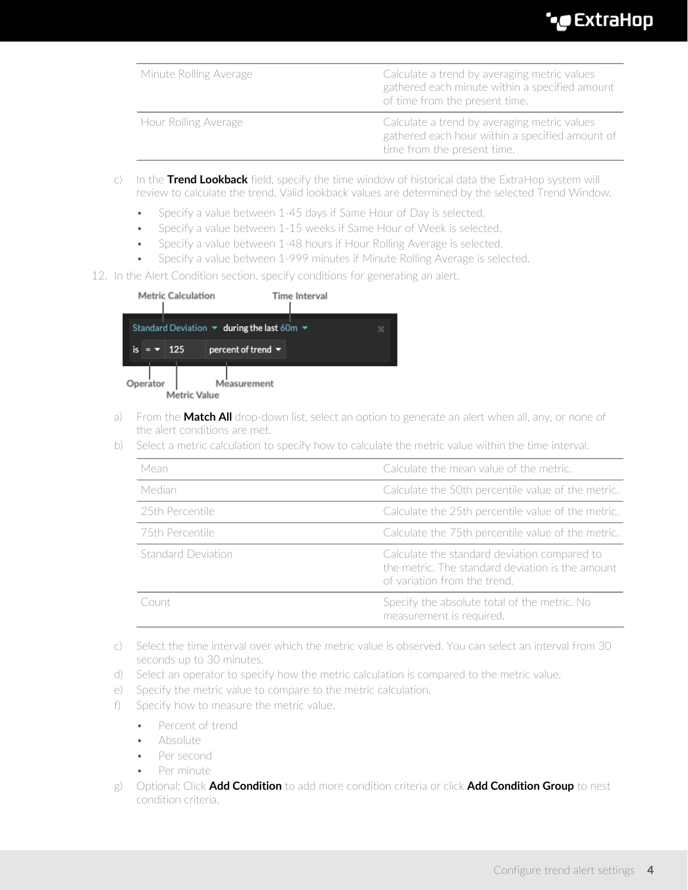| | |
|---|---|
| Minute Rolling Average | Calculate a trend by averaging metric values gathered each minute within a specified amount of time from the present time. |
| Hour Rolling Average | Calculate a trend by averaging metric values gathered each hour within a specified amount of time from the present time. |

c) In the **Trend Lookback** field, specify the time window of historical data the ExtraHop system will review to calculate the trend. Valid lookback values are determined by the selected Trend Window.

- Specify a value between 1-45 days if Same Hour of Day is selected.
- Specify a value between 1-15 weeks if Same Hour of Week is selected.
- Specify a value between 1-48 hours if Hour Rolling Average is selected.
- Specify a value between 1-999 minutes if Minute Rolling Average is selected.

12. In the Alert Condition section, specify conditions for generating an alert.

a) From the **Match All** drop-down list, select an option to generate an alert when all, any, or none of the alert conditions are met.

b) Select a metric calculation to specify how to calculate the metric value within the time interval.

| | |
|---|---|
| Mean | Calculate the mean value of the metric. |
| Median | Calculate the 50th percentile value of the metric. |
| 25th Percentile | Calculate the 25th percentile value of the metric. |
| 75th Percentile | Calculate the 75th percentile value of the metric. |
| Standard Deviation | Calculate the standard deviation compared to the metric. The standard deviation is the amount of variation from the trend. |
| Count | Specify the absolute total of the metric. No measurement is required. |

c) Select the time interval over which the metric value is observed. You can select an interval from 30 seconds up to 30 minutes.

d) Select an operator to specify how the metric calculation is compared to the metric value.

e) Specify the metric value to compare to the metric calculation.

f) Specify how to measure the metric value.

- Percent of trend
- Absolute
- Per second
- Per minute

g) Optional: Click **Add Condition** to add more condition criteria or click **Add Condition Group** to nest condition criteria.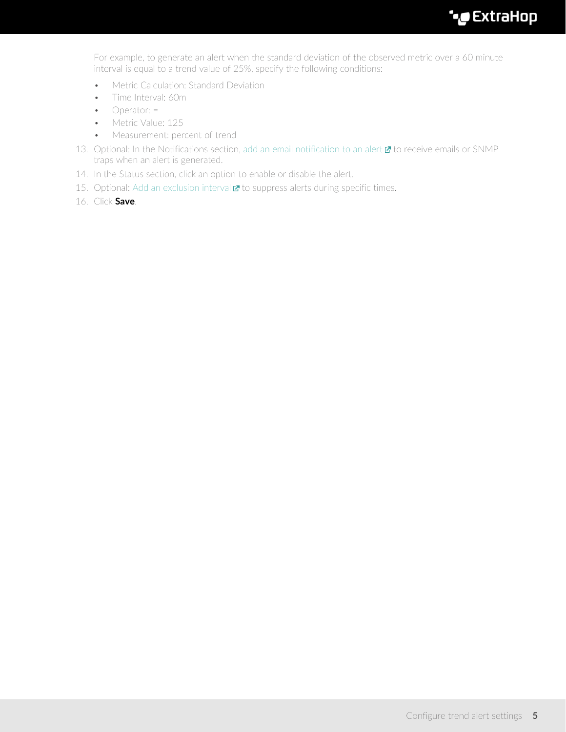For example, to generate an alert when the standard deviation of the observed metric over a 60 minute interval is equal to a trend value of 25%, specify the following conditions:

- Metric Calculation: Standard Deviation
- Time Interval: 60m
- Operator: =
- Metric Value: 125
- Measurement: percent of trend

13. Optional: In the Notifications section, add an email notification to an alert to receive emails or SNMP traps when an alert is generated.
14. In the Status section, click an option to enable or disable the alert.
15. Optional: Add an exclusion interval to suppress alerts during specific times.
16. Click **Save**.